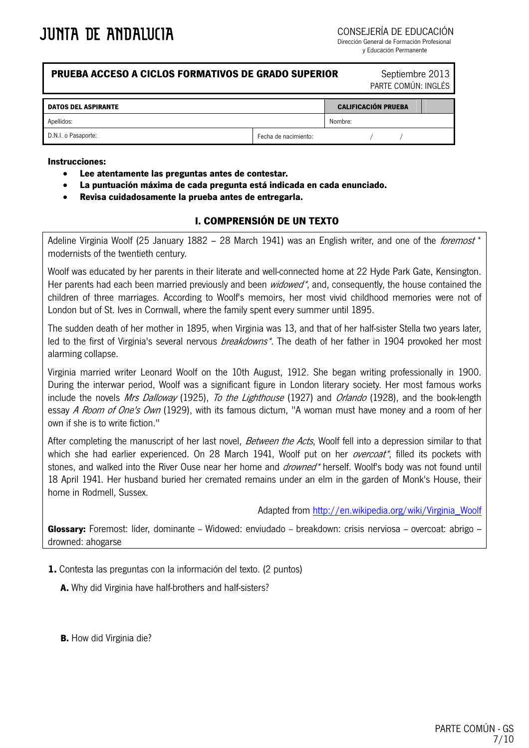JUNTA DE ANDALUCIA

CONSEJERÍA DE EDUCACIÓN
Dirección General de Formación Profesional
y Educación Permanente

| **PRUEBA ACCESO A CICLOS FORMATIVOS DE GRADO SUPERIOR** | Septiembre 2013<br>PARTE COMÚN: INGLÉS |
|---|---|

| **DATOS DEL ASPIRANTE** | | **CALIFICACIÓN PRUEBA** |
|---|---|---|
| Apellidos: | | Nombre: |
| D.N.I. o Pasaporte: | Fecha de nacimiento: / / | |

**Instrucciones:**

- **Lee atentamente las preguntas antes de contestar.**
- **La puntuación máxima de cada pregunta está indicada en cada enunciado.**
- **Revisa cuidadosamente la prueba antes de entregarla.**

## I. COMPRENSIÓN DE UN TEXTO

Adeline Virginia Woolf (25 January 1882 – 28 March 1941) was an English writer, and one of the *foremost* * modernists of the twentieth century.

Woolf was educated by her parents in their literate and well-connected home at 22 Hyde Park Gate, Kensington. Her parents had each been married previously and been *widowed**, and, consequently, the house contained the children of three marriages. According to Woolf's memoirs, her most vivid childhood memories were not of London but of St. Ives in Cornwall, where the family spent every summer until 1895.

The sudden death of her mother in 1895, when Virginia was 13, and that of her half-sister Stella two years later, led to the first of Virginia's several nervous *breakdowns**. The death of her father in 1904 provoked her most alarming collapse.

Virginia married writer Leonard Woolf on the 10th August, 1912. She began writing professionally in 1900. During the interwar period, Woolf was a significant figure in London literary society. Her most famous works include the novels *Mrs Dalloway* (1925), *To the Lighthouse* (1927) and *Orlando* (1928), and the book-length essay *A Room of One's Own* (1929), with its famous dictum, "A woman must have money and a room of her own if she is to write fiction."

After completing the manuscript of her last novel, *Between the Acts*, Woolf fell into a depression similar to that which she had earlier experienced. On 28 March 1941, Woolf put on her *overcoat**, filled its pockets with stones, and walked into the River Ouse near her home and *drowned** herself. Woolf's body was not found until 18 April 1941. Her husband buried her cremated remains under an elm in the garden of Monk's House, their home in Rodmell, Sussex.

Adapted from http://en.wikipedia.org/wiki/Virginia_Woolf

**Glossary:** Foremost: líder, dominante – Widowed: enviudado – breakdown: crisis nerviosa – overcoat: abrigo – drowned: ahogarse

**1.** Contesta las preguntas con la información del texto. (2 puntos)

**A.** Why did Virginia have half-brothers and half-sisters?

**B.** How did Virginia die?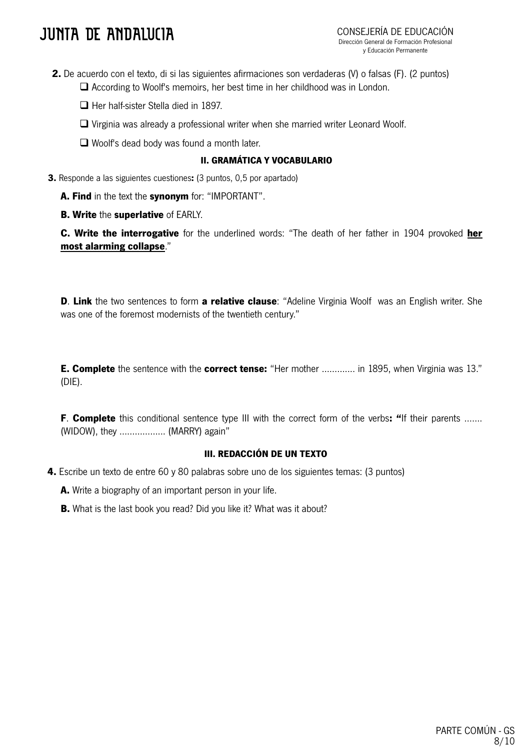**2.** De acuerdo con el texto, di si las siguientes afirmaciones son verdaderas (V) o falsas (F). (2 puntos)

- ☐ According to Woolf's memoirs, her best time in her childhood was in London.
- ☐ Her half-sister Stella died in 1897.
- ☐ Virginia was already a professional writer when she married writer Leonard Woolf.
- ☐ Woolf's dead body was found a month later.

### II. GRAMÁTICA Y VOCABULARIO

**3.** Responde a las siguientes cuestiones**:** (3 puntos, 0,5 por apartado)

**A. Find** in the text the **synonym** for: "IMPORTANT".

**B. Write** the **superlative** of EARLY.

**C. Write the interrogative** for the underlined words: "The death of her father in 1904 provoked **her most alarming collapse**."

**D**. **Link** the two sentences to form **a relative clause**: "Adeline Virginia Woolf was an English writer. She was one of the foremost modernists of the twentieth century."

**E. Complete** the sentence with the **correct tense:** "Her mother ............ in 1895, when Virginia was 13." (DIE).

**F**. **Complete** this conditional sentence type III with the correct form of the verbs**: "**If their parents ....... (WIDOW), they ................. (MARRY) again"

### III. REDACCIÓN DE UN TEXTO

**4.** Escribe un texto de entre 60 y 80 palabras sobre uno de los siguientes temas: (3 puntos)

**A.** Write a biography of an important person in your life.

**B.** What is the last book you read? Did you like it? What was it about?